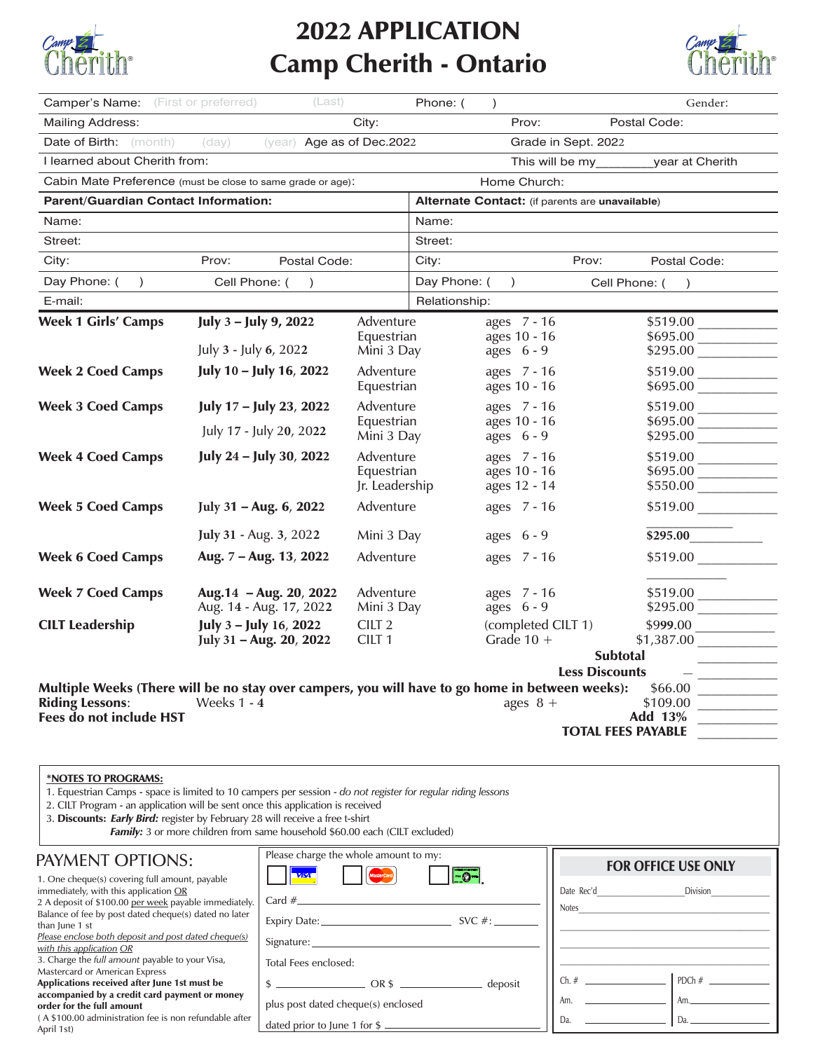# 2022 APPLICATION
# Camp Cherith - Ontario

| | | | |
|---|---|---|---|
| Camper's Name: (First or preferred) (Last) | | Phone: ( ) | Gender: |
| Mailing Address: | City: | Prov: | Postal Code: |
| Date of Birth: (month) (day) (year) Age as of Dec.2022 | | Grade in Sept. 2022 | |
| I learned about Cherith from: | | This will be my________year at Cherith | |
| Cabin Mate Preference (must be close to same grade or age): | | Home Church: | |

| **Parent/Guardian Contact Information:** | | | **Alternate Contact:** (if parents are **unavailable**) | | |
|---|---|---|---|---|---|
| Name: | | | Name: | | |
| Street: | | | Street: | | |
| City: | Prov: | Postal Code: | City: | Prov: | Postal Code: |
| Day Phone: ( ) | Cell Phone: ( ) | | Day Phone: ( ) | Cell Phone: ( ) | |
| E-mail: | | | Relationship: | | |

| Camp | Dates | Program | Ages | Fee | |
|---|---|---|---|---|---|
| **Week 1 Girls' Camps** | **July 3 – July 9, 2022** | Adventure | ages 7 - 16 | $519.00 | ________ |
| | | Equestrian | ages 10 - 16 | $695.00 | ________ |
| | July 3 - July 6, 2022 | Mini 3 Day | ages 6 - 9 | $295.00 | ________ |
| **Week 2 Coed Camps** | **July 10 – July 16, 2022** | Adventure | ages 7 - 16 | $519.00 | ________ |
| | | Equestrian | ages 10 - 16 | $695.00 | ________ |
| **Week 3 Coed Camps** | **July 17 – July 23, 2022** | Adventure | ages 7 - 16 | $519.00 | ________ |
| | | Equestrian | ages 10 - 16 | $695.00 | ________ |
| | July 17 - July 20, 2022 | Mini 3 Day | ages 6 - 9 | $295.00 | ________ |
| **Week 4 Coed Camps** | **July 24 – July 30, 2022** | Adventure | ages 7 - 16 | $519.00 | ________ |
| | | Equestrian | ages 10 - 16 | $695.00 | ________ |
| | | Jr. Leadership | ages 12 - 14 | $550.00 | ________ |
| **Week 5 Coed Camps** | **July 31 – Aug. 6, 2022** | Adventure | ages 7 - 16 | $519.00 | ________ |
| | July 31 - Aug. 3, 2022 | Mini 3 Day | ages 6 - 9 | **$295.00** | ________ |
| **Week 6 Coed Camps** | **Aug. 7 – Aug. 13, 2022** | Adventure | ages 7 - 16 | $519.00 | ________ |
| **Week 7 Coed Camps** | **Aug.14 – Aug. 20, 2022** | Adventure | ages 7 - 16 | $519.00 | ________ |
| | Aug. 14 - Aug. 17, 2022 | Mini 3 Day | ages 6 - 9 | $295.00 | ________ |
| **CILT Leadership** | **July 3 – July 16, 2022** | CILT 2 | (completed CILT 1) | $999.00 | ________ |
| | **July 31 – Aug. 20, 2022** | CILT 1 | Grade 10 + | $1,387.00 | ________ |
| | | | | **Subtotal** | ________ |
| | | | | **Less Discounts** – | ________ |
| **Multiple Weeks (There will be no stay over campers, you will have to go home in between weeks):** | | | | $66.00 | ________ |
| **Riding Lessons**: | Weeks 1 - 4 | | ages 8 + | $109.00 | ________ |
| **Fees do not include HST** | | | | **Add 13%** | ________ |
| | | | | **TOTAL FEES PAYABLE** | ________ |

**\*NOTES TO PROGRAMS:**
1. Equestrian Camps - space is limited to 10 campers per session - *do not register for regular riding lessons*
2. CILT Program - an application will be sent once this application is received
3. **Discounts:** ***Early Bird:*** register by February 28 will receive a free t-shirt
   ***Family:*** 3 or more children from same household $60.00 each (CILT excluded)

## PAYMENT OPTIONS:

1. One cheque(s) covering full amount, payable immediately, with this application OR
2 A deposit of $100.00 per week payable immediately. Balance of fee by post dated cheque(s) dated no later than June 1 st
*Please enclose both deposit and post dated cheque(s) with this application OR*
3. Charge the *full amount* payable to your Visa, Mastercard or American Express

**Applications received after June 1st must be accompanied by a credit card payment or money order for the full amount**
( A $100.00 administration fee is non refundable after April 1st)

Please charge the whole amount to my:

☐ VISA ☐ MasterCard ☐ American Express

Card #______________________________

Expiry Date:______________________ SVC #:________

Signature:______________________________

Total Fees enclosed:

$ ______________ OR $ ______________ deposit

plus post dated cheque(s) enclosed

dated prior to June 1 for $ ______________

**FOR OFFICE USE ONLY**

Date Rec'd______________ Division__________

Notes______________________________

| | |
|---|---|
| Ch. # ________ | PDCh # ________ |
| Am. ________ | Am.________ |
| Da. ________ | Da. ________ |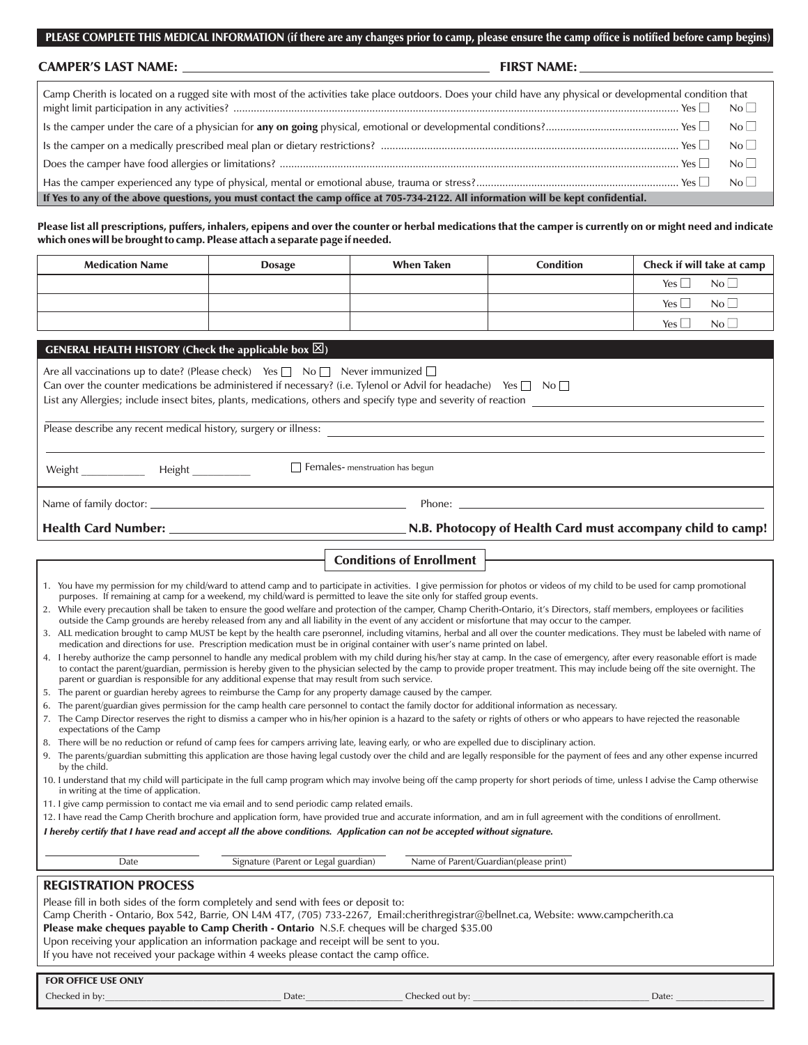**PLEASE COMPLETE THIS MEDICAL INFORMATION (if there are any changes prior to camp, please ensure the camp office is notified before camp begins)**

**CAMPER'S LAST NAME:** ______________________ **FIRST NAME:** ______________________

Camp Cherith is located on a rugged site with most of the activities take place outdoors. Does your child have any physical or developmental condition that might limit participation in any activities? ........ Yes ☐ No ☐

Is the camper under the care of a physician for **any on going** physical, emotional or developmental conditions?........ Yes ☐ No ☐

Is the camper on a medically prescribed meal plan or dietary restrictions? ........ Yes ☐ No ☐

Does the camper have food allergies or limitations? ........ Yes ☐ No ☐

Has the camper experienced any type of physical, mental or emotional abuse, trauma or stress?........ Yes ☐ No ☐

**If Yes to any of the above questions, you must contact the camp office at 705-734-2122. All information will be kept confidential.**

**Please list all prescriptions, puffers, inhalers, epipens and over the counter or herbal medications that the camper is currently on or might need and indicate which ones will be brought to camp. Please attach a separate page if needed.**

| Medication Name | Dosage | When Taken | Condition | Check if will take at camp |
|---|---|---|---|---|
| | | | | Yes ☐ No ☐ |
| | | | | Yes ☐ No ☐ |
| | | | | Yes ☐ No ☐ |

## GENERAL HEALTH HISTORY (Check the applicable box ☒)

Are all vaccinations up to date? (Please check) Yes ☐ No ☐ Never immunized ☐

Can over the counter medications be administered if necessary? (i.e. Tylenol or Advil for headache) Yes ☐ No ☐

List any Allergies; include insect bites, plants, medications, others and specify type and severity of reaction ______________________

Please describe any recent medical history, surgery or illness: ______________________

Weight __________ Height __________ ☐ Females- menstruation has begun

Name of family doctor: ______________________ Phone: ______________________

**Health Card Number:** ______________________ **N.B. Photocopy of Health Card must accompany child to camp!**

## Conditions of Enrollment

1. You have my permission for my child/ward to attend camp and to participate in activities. I give permission for photos or videos of my child to be used for camp promotional purposes. If remaining at camp for a weekend, my child/ward is permitted to leave the site only for staffed group events.
2. While every precaution shall be taken to ensure the good welfare and protection of the camper, Champ Cherith-Ontario, it's Directors, staff members, employees or facilities outside the Camp grounds are hereby released from any and all liability in the event of any accident or misfortune that may occur to the camper.
3. ALL medication brought to camp MUST be kept by the health care pseronnel, including vitamins, herbal and all over the counter medications. They must be labeled with name of medication and directions for use. Prescription medication must be in original container with user's name printed on label.
4. I hereby authorize the camp personnel to handle any medical problem with my child during his/her stay at camp. In the case of emergency, after every reasonable effort is made to contact the parent/guardian, permission is hereby given to the physician selected by the camp to provide proper treatment. This may include being off the site overnight. The parent or guardian is responsible for any additional expense that may result from such service.
5. The parent or guardian hereby agrees to reimburse the Camp for any property damage caused by the camper.
6. The parent/guardian gives permission for the camp health care personnel to contact the family doctor for additional information as necessary.
7. The Camp Director reserves the right to dismiss a camper who in his/her opinion is a hazard to the safety or rights of others or who appears to have rejected the reasonable expectations of the Camp
8. There will be no reduction or refund of camp fees for campers arriving late, leaving early, or who are expelled due to disciplinary action.
9. The parents/guardian submitting this application are those having legal custody over the child and are legally responsible for the payment of fees and any other expense incurred by the child.
10. I understand that my child will participate in the full camp program which may involve being off the camp property for short periods of time, unless I advise the Camp otherwise in writing at the time of application.
11. I give camp permission to contact me via email and to send periodic camp related emails.
12. I have read the Camp Cherith brochure and application form, have provided true and accurate information, and am in full agreement with the conditions of enrollment.

***I hereby certify that I have read and accept all the above conditions. Application can not be accepted without signature.***

______________ Date ______________ Signature (Parent or Legal guardian) ______________ Name of Parent/Guardian(please print)

## REGISTRATION PROCESS

Please fill in both sides of the form completely and send with fees or deposit to:
Camp Cherith - Ontario, Box 542, Barrie, ON L4M 4T7, (705) 733-2267, Email:cherithregistrar@bellnet.ca, Website: www.campcherith.ca
**Please make cheques payable to Camp Cherith - Ontario** N.S.F. cheques will be charged $35.00
Upon receiving your application an information package and receipt will be sent to you.
If you have not received your package within 4 weeks please contact the camp office.

**FOR OFFICE USE ONLY**

Checked in by: ______________ Date: ______________ Checked out by: ______________ Date: ______________